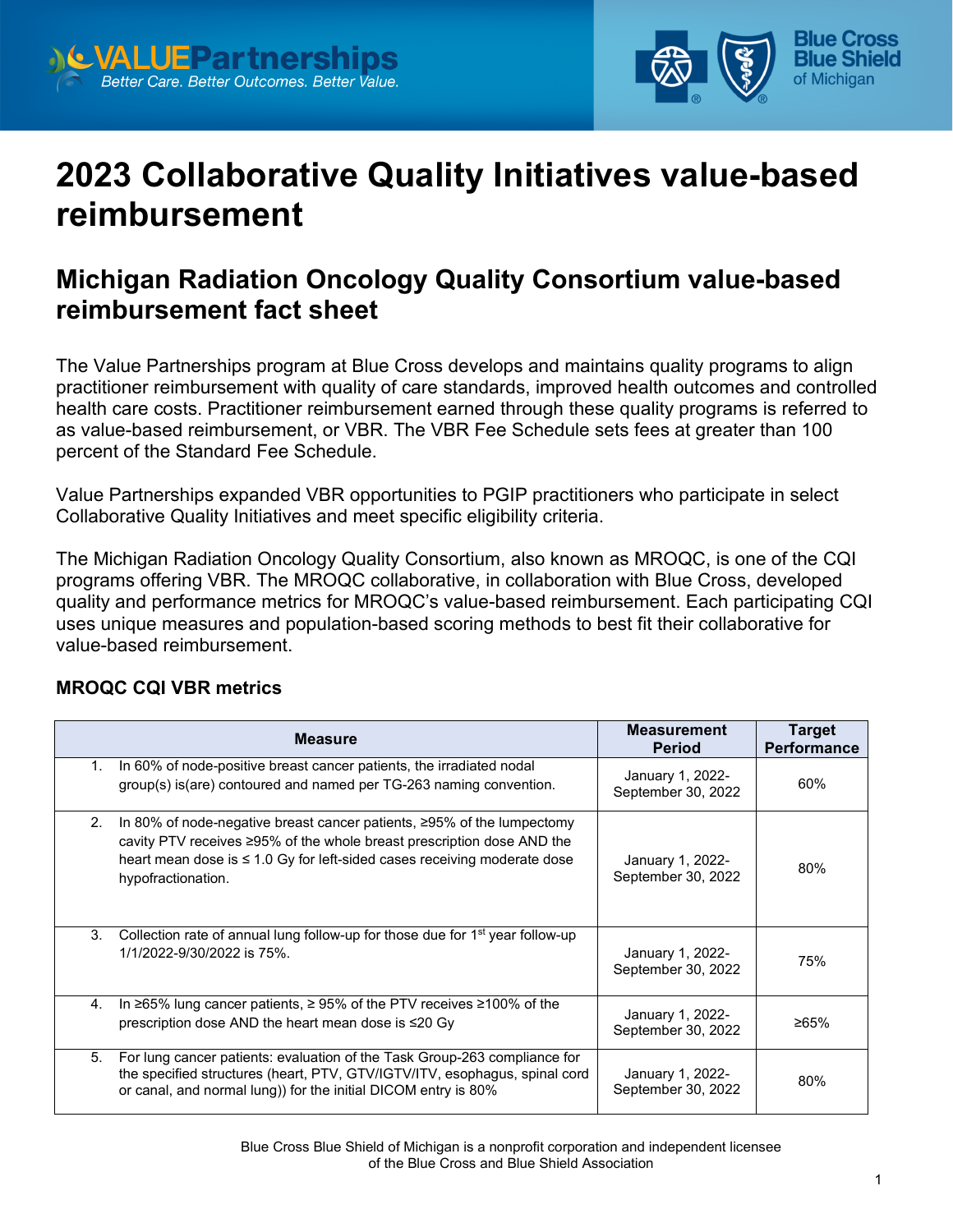# 2023 Collaborative Quality Initiatives value-based reimbursement

## Michigan Radiation Oncology Quality Consortium value-based reimbursement fact sheet

The Value Partnerships program at Blue Cross develops and maintains quality programs to align practitioner reimbursement with quality of care standards, improved health outcomes and controlled health care costs. Practitioner reimbursement earned through these quality programs is referred to as value-based reimbursement, or VBR. The VBR Fee Schedule sets fees at greater than 100 percent of the Standard Fee Schedule.

Value Partnerships expanded VBR opportunities to PGIP practitioners who participate in select Collaborative Quality Initiatives and meet specific eligibility criteria.

The Michigan Radiation Oncology Quality Consortium, also known as MROQC, is one of the CQI programs offering VBR. The MROQC collaborative, in collaboration with Blue Cross, developed quality and performance metrics for MROQC's value-based reimbursement. Each participating CQI uses unique measures and population-based scoring methods to best fit their collaborative for value-based reimbursement.

### MROQC CQI VBR metrics

| Measure | Measurement Period | Target Performance |
|---|---|---|
| 1. In 60% of node-positive breast cancer patients, the irradiated nodal group(s) is(are) contoured and named per TG-263 naming convention. | January 1, 2022-September 30, 2022 | 60% |
| 2. In 80% of node-negative breast cancer patients, ≥95% of the lumpectomy cavity PTV receives ≥95% of the whole breast prescription dose AND the heart mean dose is ≤ 1.0 Gy for left-sided cases receiving moderate dose hypofractionation. | January 1, 2022-September 30, 2022 | 80% |
| 3. Collection rate of annual lung follow-up for those due for 1st year follow-up 1/1/2022-9/30/2022 is 75%. | January 1, 2022-September 30, 2022 | 75% |
| 4. In ≥65% lung cancer patients, ≥ 95% of the PTV receives ≥100% of the prescription dose AND the heart mean dose is ≤20 Gy | January 1, 2022-September 30, 2022 | ≥65% |
| 5. For lung cancer patients: evaluation of the Task Group-263 compliance for the specified structures (heart, PTV, GTV/IGTV/ITV, esophagus, spinal cord or canal, and normal lung)) for the initial DICOM entry is 80% | January 1, 2022-September 30, 2022 | 80% |

Blue Cross Blue Shield of Michigan is a nonprofit corporation and independent licensee of the Blue Cross and Blue Shield Association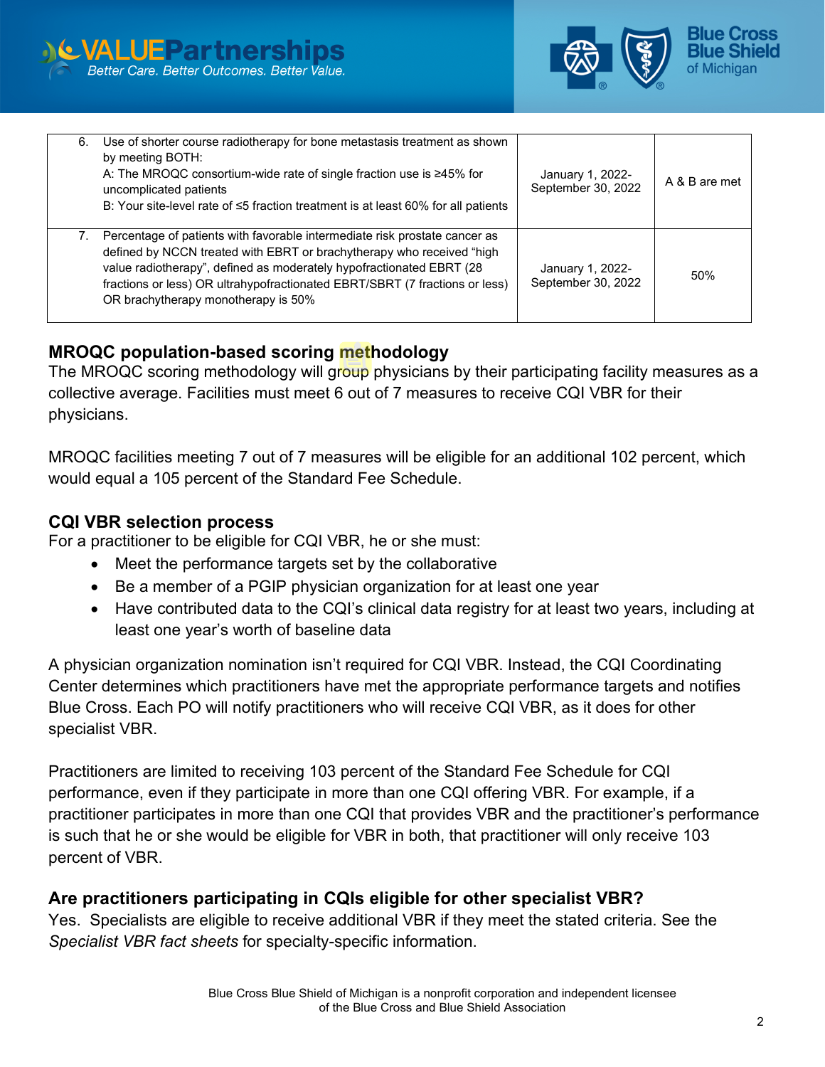| | | |
|---|---|---|
| 6. Use of shorter course radiotherapy for bone metastasis treatment as shown by meeting BOTH:<br>A: The MROQC consortium-wide rate of single fraction use is ≥45% for uncomplicated patients<br>B: Your site-level rate of ≤5 fraction treatment is at least 60% for all patients | January 1, 2022-September 30, 2022 | A & B are met |
| 7. Percentage of patients with favorable intermediate risk prostate cancer as defined by NCCN treated with EBRT or brachytherapy who received "high value radiotherapy", defined as moderately hypofractionated EBRT (28 fractions or less) OR ultrahypofractionated EBRT/SBRT (7 fractions or less) OR brachytherapy monotherapy is 50% | January 1, 2022-September 30, 2022 | 50% |

## MROQC population-based scoring methodology

The MROQC scoring methodology will group physicians by their participating facility measures as a collective average. Facilities must meet 6 out of 7 measures to receive CQI VBR for their physicians.

MROQC facilities meeting 7 out of 7 measures will be eligible for an additional 102 percent, which would equal a 105 percent of the Standard Fee Schedule.

## CQI VBR selection process

For a practitioner to be eligible for CQI VBR, he or she must:

- Meet the performance targets set by the collaborative
- Be a member of a PGIP physician organization for at least one year
- Have contributed data to the CQI's clinical data registry for at least two years, including at least one year's worth of baseline data

A physician organization nomination isn't required for CQI VBR. Instead, the CQI Coordinating Center determines which practitioners have met the appropriate performance targets and notifies Blue Cross. Each PO will notify practitioners who will receive CQI VBR, as it does for other specialist VBR.

Practitioners are limited to receiving 103 percent of the Standard Fee Schedule for CQI performance, even if they participate in more than one CQI offering VBR. For example, if a practitioner participates in more than one CQI that provides VBR and the practitioner's performance is such that he or she would be eligible for VBR in both, that practitioner will only receive 103 percent of VBR.

## Are practitioners participating in CQIs eligible for other specialist VBR?

Yes. Specialists are eligible to receive additional VBR if they meet the stated criteria. See the *Specialist VBR fact sheets* for specialty-specific information.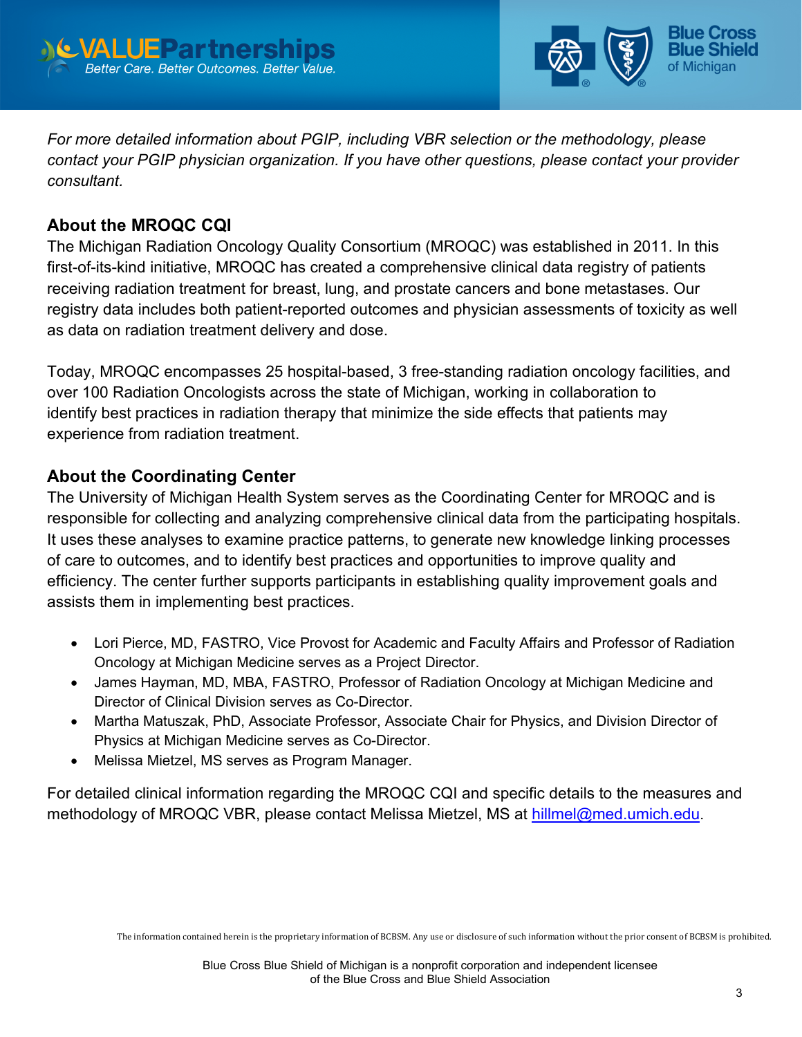*For more detailed information about PGIP, including VBR selection or the methodology, please contact your PGIP physician organization. If you have other questions, please contact your provider consultant.*

## About the MROQC CQI

The Michigan Radiation Oncology Quality Consortium (MROQC) was established in 2011. In this first-of-its-kind initiative, MROQC has created a comprehensive clinical data registry of patients receiving radiation treatment for breast, lung, and prostate cancers and bone metastases. Our registry data includes both patient-reported outcomes and physician assessments of toxicity as well as data on radiation treatment delivery and dose.

Today, MROQC encompasses 25 hospital-based, 3 free-standing radiation oncology facilities, and over 100 Radiation Oncologists across the state of Michigan, working in collaboration to identify best practices in radiation therapy that minimize the side effects that patients may experience from radiation treatment.

## About the Coordinating Center

The University of Michigan Health System serves as the Coordinating Center for MROQC and is responsible for collecting and analyzing comprehensive clinical data from the participating hospitals. It uses these analyses to examine practice patterns, to generate new knowledge linking processes of care to outcomes, and to identify best practices and opportunities to improve quality and efficiency. The center further supports participants in establishing quality improvement goals and assists them in implementing best practices.

- Lori Pierce, MD, FASTRO, Vice Provost for Academic and Faculty Affairs and Professor of Radiation Oncology at Michigan Medicine serves as a Project Director.
- James Hayman, MD, MBA, FASTRO, Professor of Radiation Oncology at Michigan Medicine and Director of Clinical Division serves as Co-Director.
- Martha Matuszak, PhD, Associate Professor, Associate Chair for Physics, and Division Director of Physics at Michigan Medicine serves as Co-Director.
- Melissa Mietzel, MS serves as Program Manager.

For detailed clinical information regarding the MROQC CQI and specific details to the measures and methodology of MROQC VBR, please contact Melissa Mietzel, MS at hillmel@med.umich.edu.

The information contained herein is the proprietary information of BCBSM. Any use or disclosure of such information without the prior consent of BCBSM is prohibited.

Blue Cross Blue Shield of Michigan is a nonprofit corporation and independent licensee of the Blue Cross and Blue Shield Association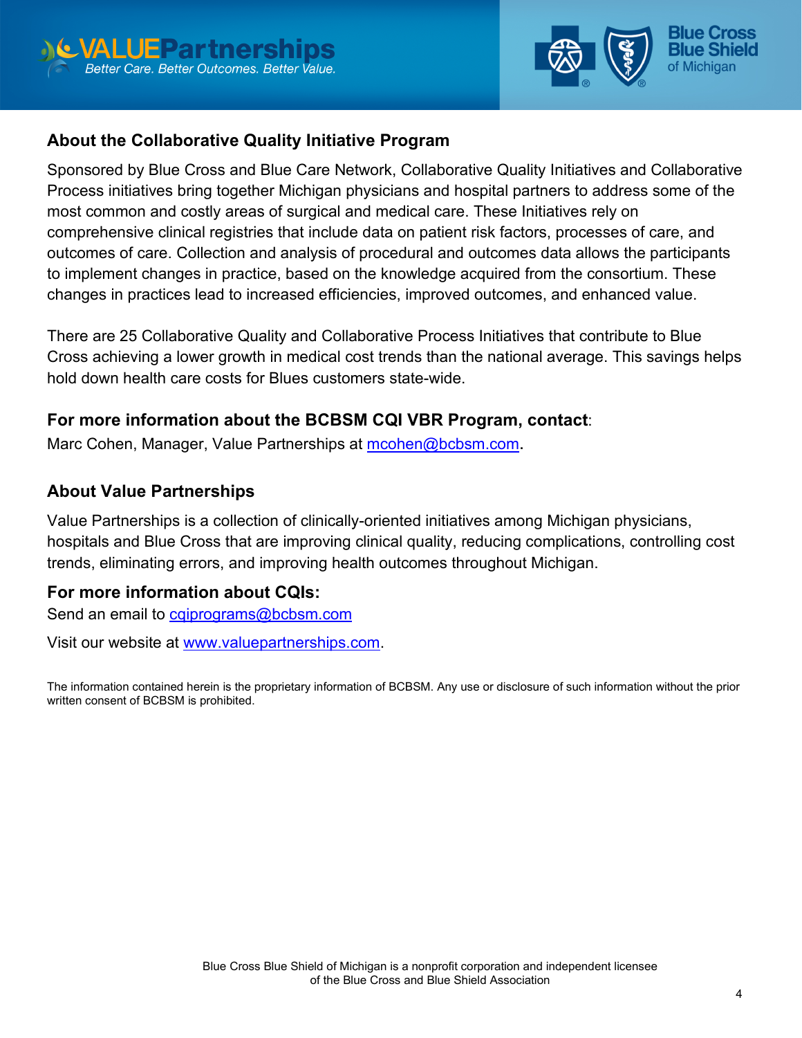## About the Collaborative Quality Initiative Program

Sponsored by Blue Cross and Blue Care Network, Collaborative Quality Initiatives and Collaborative Process initiatives bring together Michigan physicians and hospital partners to address some of the most common and costly areas of surgical and medical care. These Initiatives rely on comprehensive clinical registries that include data on patient risk factors, processes of care, and outcomes of care. Collection and analysis of procedural and outcomes data allows the participants to implement changes in practice, based on the knowledge acquired from the consortium. These changes in practices lead to increased efficiencies, improved outcomes, and enhanced value.

There are 25 Collaborative Quality and Collaborative Process Initiatives that contribute to Blue Cross achieving a lower growth in medical cost trends than the national average. This savings helps hold down health care costs for Blues customers state-wide.

### For more information about the BCBSM CQI VBR Program, contact:

Marc Cohen, Manager, Value Partnerships at mcohen@bcbsm.com.

## About Value Partnerships

Value Partnerships is a collection of clinically-oriented initiatives among Michigan physicians, hospitals and Blue Cross that are improving clinical quality, reducing complications, controlling cost trends, eliminating errors, and improving health outcomes throughout Michigan.

### For more information about CQIs:

Send an email to cqiprograms@bcbsm.com

Visit our website at www.valuepartnerships.com.

The information contained herein is the proprietary information of BCBSM. Any use or disclosure of such information without the prior written consent of BCBSM is prohibited.

Blue Cross Blue Shield of Michigan is a nonprofit corporation and independent licensee of the Blue Cross and Blue Shield Association